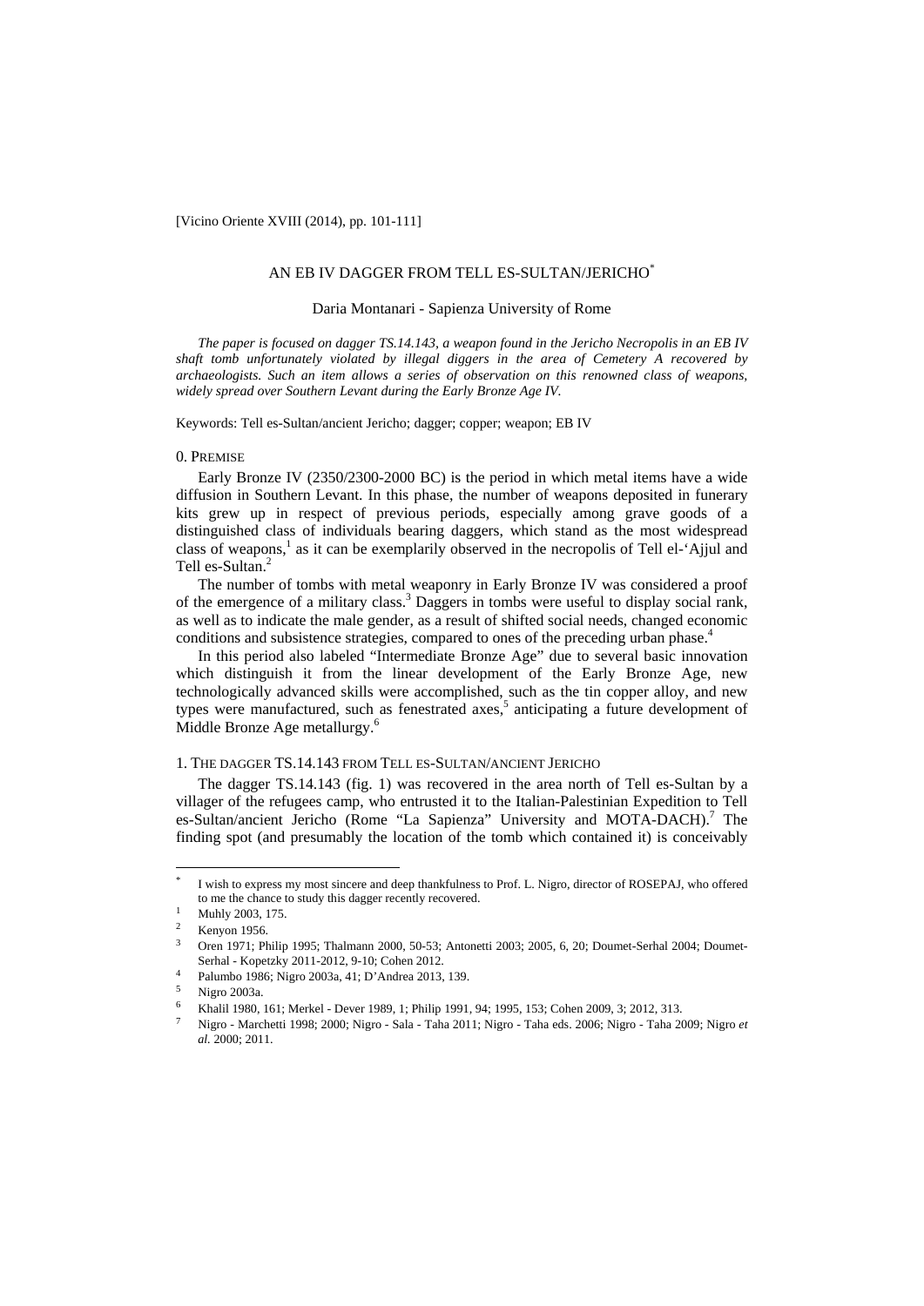[Vicino Oriente XVIII (2014), pp. 101-111]

# AN EB IV DAGGER FROM TELL ES-SULTAN/JERICHO[*]

Daria Montanari - Sapienza University of Rome

*The paper is focused on dagger TS.14.143, a weapon found in the Jericho Necropolis in an EB IV shaft tomb unfortunately violated by illegal diggers in the area of Cemetery A recovered by archaeologists. Such an item allows a series of observation on this renowned class of weapons, widely spread over Southern Levant during the Early Bronze Age IV.*

Keywords: Tell es-Sultan/ancient Jericho; dagger; copper; weapon; EB IV

## 0. PREMISE

Early Bronze IV (2350/2300-2000 BC) is the period in which metal items have a wide diffusion in Southern Levant. In this phase, the number of weapons deposited in funerary kits grew up in respect of previous periods, especially among grave goods of a distinguished class of individuals bearing daggers, which stand as the most widespread class of weapons,[1] as it can be exemplarily observed in the necropolis of Tell el-'Ajjul and Tell es-Sultan.[2]

The number of tombs with metal weaponry in Early Bronze IV was considered a proof of the emergence of a military class.[3] Daggers in tombs were useful to display social rank, as well as to indicate the male gender, as a result of shifted social needs, changed economic conditions and subsistence strategies, compared to ones of the preceding urban phase.[4]

In this period also labeled "Intermediate Bronze Age" due to several basic innovation which distinguish it from the linear development of the Early Bronze Age, new technologically advanced skills were accomplished, such as the tin copper alloy, and new types were manufactured, such as fenestrated axes,[5] anticipating a future development of Middle Bronze Age metallurgy.[6]

## 1. THE DAGGER TS.14.143 FROM TELL ES-SULTAN/ANCIENT JERICHO

The dagger TS.14.143 (fig. 1) was recovered in the area north of Tell es-Sultan by a villager of the refugees camp, who entrusted it to the Italian-Palestinian Expedition to Tell es-Sultan/ancient Jericho (Rome "La Sapienza" University and MOTA-DACH).[7] The finding spot (and presumably the location of the tomb which contained it) is conceivably

---

[*] I wish to express my most sincere and deep thankfulness to Prof. L. Nigro, director of ROSEPAJ, who offered to me the chance to study this dagger recently recovered.

[1] Muhly 2003, 175.

[2] Kenyon 1956.

[3] Oren 1971; Philip 1995; Thalmann 2000, 50-53; Antonetti 2003; 2005, 6, 20; Doumet-Serhal 2004; Doumet-Serhal - Kopetzky 2011-2012, 9-10; Cohen 2012.

[4] Palumbo 1986; Nigro 2003a, 41; D'Andrea 2013, 139.

[5] Nigro 2003a.

[6] Khalil 1980, 161; Merkel - Dever 1989, 1; Philip 1991, 94; 1995, 153; Cohen 2009, 3; 2012, 313.

[7] Nigro - Marchetti 1998; 2000; Nigro - Sala - Taha 2011; Nigro - Taha eds. 2006; Nigro - Taha 2009; Nigro *et al.* 2000; 2011.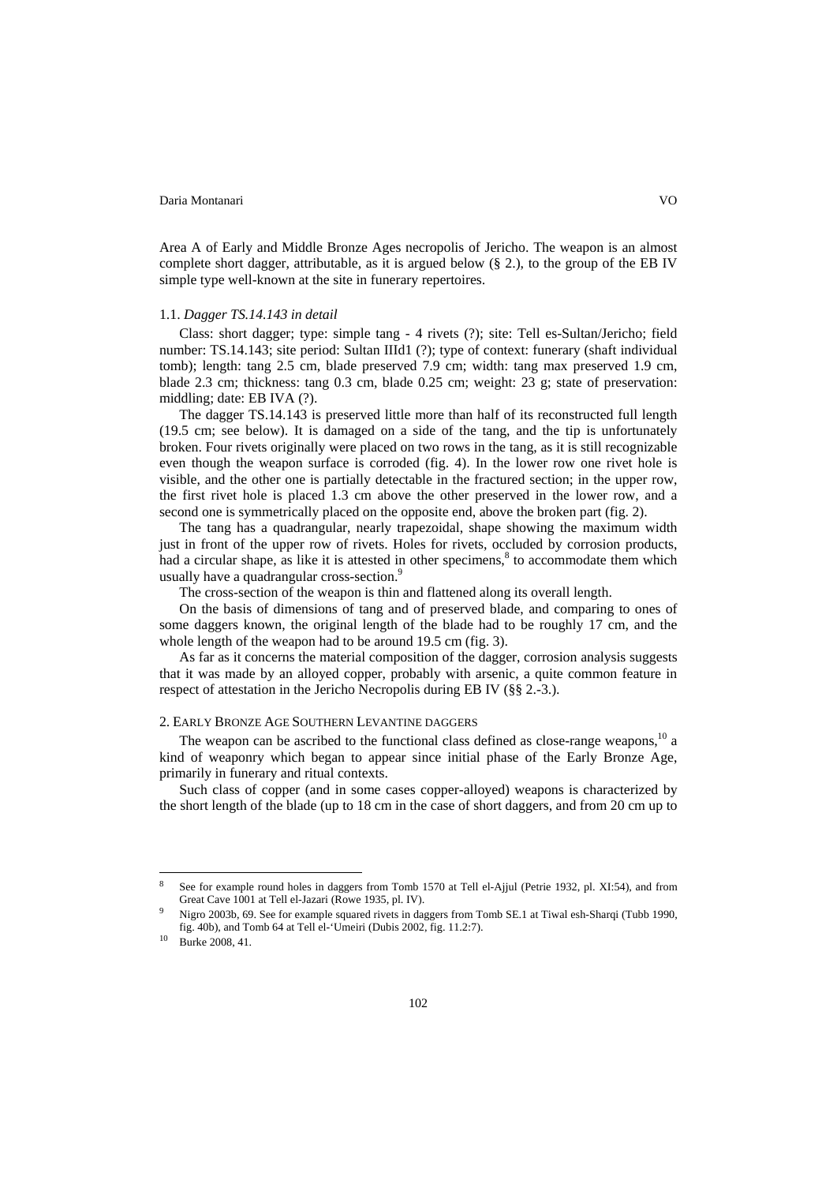Area A of Early and Middle Bronze Ages necropolis of Jericho. The weapon is an almost complete short dagger, attributable, as it is argued below (§ 2.), to the group of the EB IV simple type well-known at the site in funerary repertoires.

### 1.1. *Dagger TS.14.143 in detail*

Class: short dagger; type: simple tang - 4 rivets (?); site: Tell es-Sultan/Jericho; field number: TS.14.143; site period: Sultan IIId1 (?); type of context: funerary (shaft individual tomb); length: tang 2.5 cm, blade preserved 7.9 cm; width: tang max preserved 1.9 cm, blade 2.3 cm; thickness: tang 0.3 cm, blade 0.25 cm; weight: 23 g; state of preservation: middling; date: EB IVA (?).

The dagger TS.14.143 is preserved little more than half of its reconstructed full length (19.5 cm; see below). It is damaged on a side of the tang, and the tip is unfortunately broken. Four rivets originally were placed on two rows in the tang, as it is still recognizable even though the weapon surface is corroded (fig. 4). In the lower row one rivet hole is visible, and the other one is partially detectable in the fractured section; in the upper row, the first rivet hole is placed 1.3 cm above the other preserved in the lower row, and a second one is symmetrically placed on the opposite end, above the broken part (fig. 2).

The tang has a quadrangular, nearly trapezoidal, shape showing the maximum width just in front of the upper row of rivets. Holes for rivets, occluded by corrosion products, had a circular shape, as like it is attested in other specimens,[8] to accommodate them which usually have a quadrangular cross-section.[9]

The cross-section of the weapon is thin and flattened along its overall length.

On the basis of dimensions of tang and of preserved blade, and comparing to ones of some daggers known, the original length of the blade had to be roughly 17 cm, and the whole length of the weapon had to be around 19.5 cm (fig. 3).

As far as it concerns the material composition of the dagger, corrosion analysis suggests that it was made by an alloyed copper, probably with arsenic, a quite common feature in respect of attestation in the Jericho Necropolis during EB IV (§§ 2.-3.).

## 2. Early Bronze Age Southern Levantine daggers

The weapon can be ascribed to the functional class defined as close-range weapons,[10] a kind of weaponry which began to appear since initial phase of the Early Bronze Age, primarily in funerary and ritual contexts.

Such class of copper (and in some cases copper-alloyed) weapons is characterized by the short length of the blade (up to 18 cm in the case of short daggers, and from 20 cm up to

---

[8] See for example round holes in daggers from Tomb 1570 at Tell el-Ajjul (Petrie 1932, pl. XI:54), and from Great Cave 1001 at Tell el-Jazari (Rowe 1935, pl. IV).

[9] Nigro 2003b, 69. See for example squared rivets in daggers from Tomb SE.1 at Tiwal esh-Sharqi (Tubb 1990, fig. 40b), and Tomb 64 at Tell el-'Umeiri (Dubis 2002, fig. 11.2:7).

[10] Burke 2008, 41.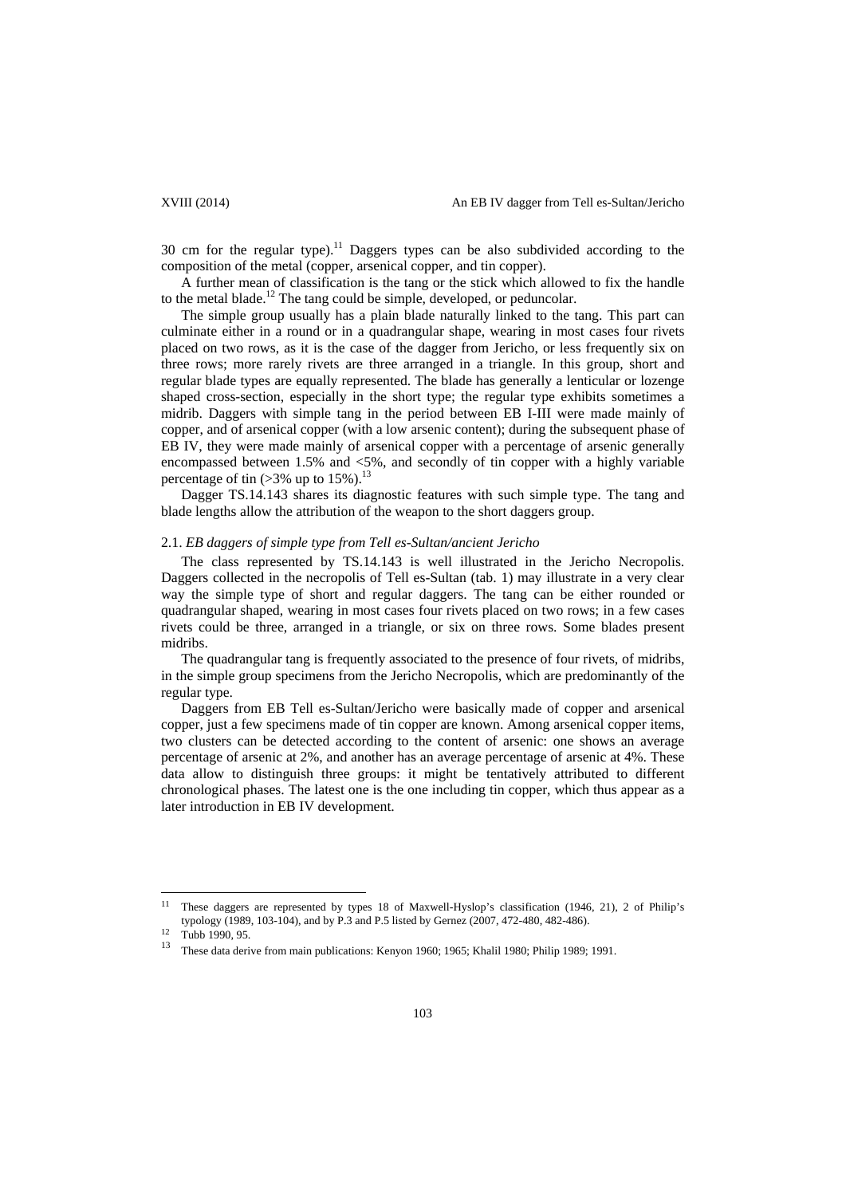30 cm for the regular type).[11] Daggers types can be also subdivided according to the composition of the metal (copper, arsenical copper, and tin copper).

A further mean of classification is the tang or the stick which allowed to fix the handle to the metal blade.[12] The tang could be simple, developed, or peduncolar.

The simple group usually has a plain blade naturally linked to the tang. This part can culminate either in a round or in a quadrangular shape, wearing in most cases four rivets placed on two rows, as it is the case of the dagger from Jericho, or less frequently six on three rows; more rarely rivets are three arranged in a triangle. In this group, short and regular blade types are equally represented. The blade has generally a lenticular or lozenge shaped cross-section, especially in the short type; the regular type exhibits sometimes a midrib. Daggers with simple tang in the period between EB I-III were made mainly of copper, and of arsenical copper (with a low arsenic content); during the subsequent phase of EB IV, they were made mainly of arsenical copper with a percentage of arsenic generally encompassed between 1.5% and <5%, and secondly of tin copper with a highly variable percentage of tin (>3% up to 15%).[13]

Dagger TS.14.143 shares its diagnostic features with such simple type. The tang and blade lengths allow the attribution of the weapon to the short daggers group.

### 2.1. *EB daggers of simple type from Tell es-Sultan/ancient Jericho*

The class represented by TS.14.143 is well illustrated in the Jericho Necropolis. Daggers collected in the necropolis of Tell es-Sultan (tab. 1) may illustrate in a very clear way the simple type of short and regular daggers. The tang can be either rounded or quadrangular shaped, wearing in most cases four rivets placed on two rows; in a few cases rivets could be three, arranged in a triangle, or six on three rows. Some blades present midribs.

The quadrangular tang is frequently associated to the presence of four rivets, of midribs, in the simple group specimens from the Jericho Necropolis, which are predominantly of the regular type.

Daggers from EB Tell es-Sultan/Jericho were basically made of copper and arsenical copper, just a few specimens made of tin copper are known. Among arsenical copper items, two clusters can be detected according to the content of arsenic: one shows an average percentage of arsenic at 2%, and another has an average percentage of arsenic at 4%. These data allow to distinguish three groups: it might be tentatively attributed to different chronological phases. The latest one is the one including tin copper, which thus appear as a later introduction in EB IV development.

---

[11] These daggers are represented by types 18 of Maxwell-Hyslop's classification (1946, 21), 2 of Philip's typology (1989, 103-104), and by P.3 and P.5 listed by Gernez (2007, 472-480, 482-486).

[12] Tubb 1990, 95.

[13] These data derive from main publications: Kenyon 1960; 1965; Khalil 1980; Philip 1989; 1991.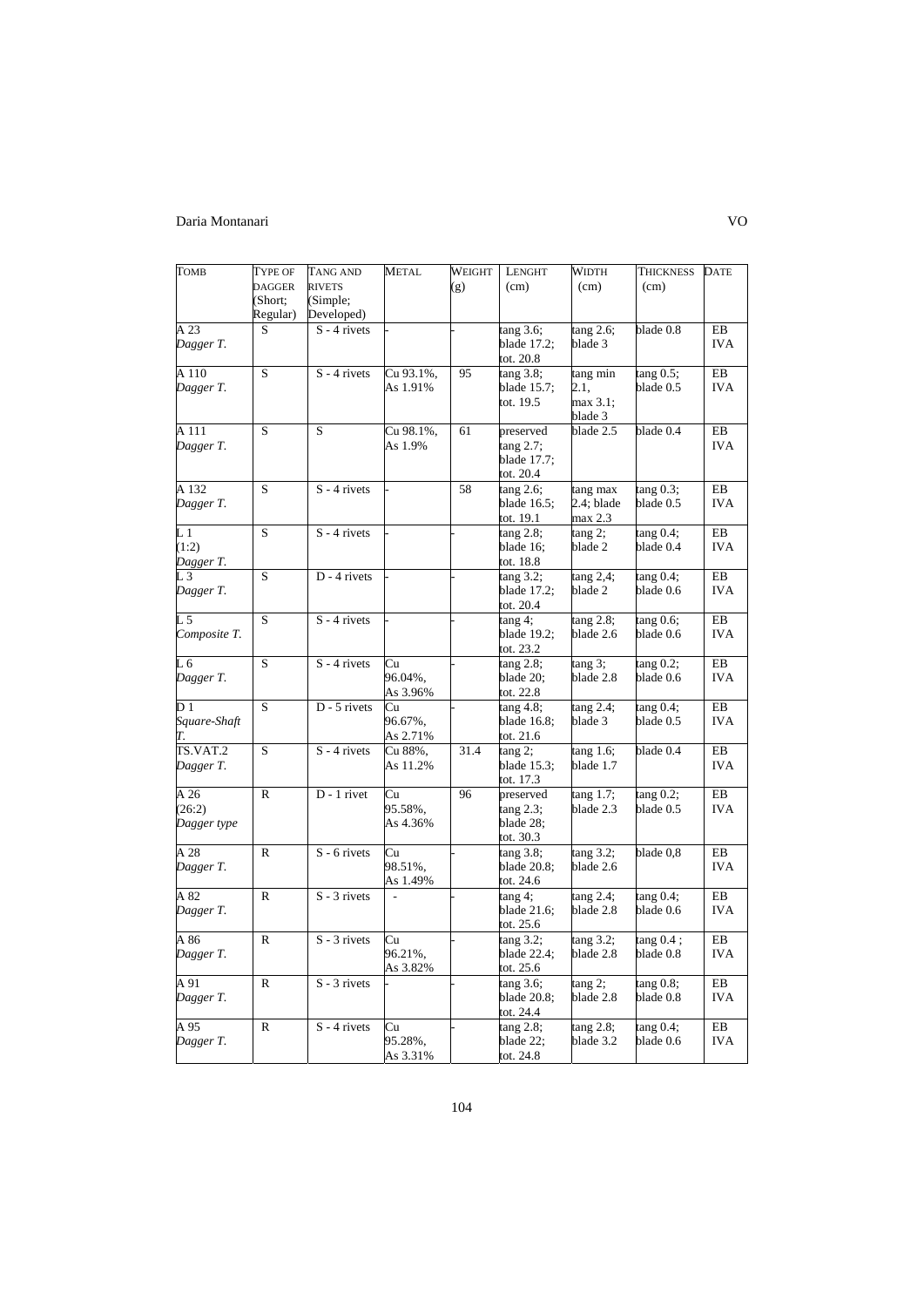| TOMB | TYPE OF DAGGER (Short; Regular) | TANG AND RIVETS (Simple; Developed) | METAL | WEIGHT (g) | LENGHT (cm) | WIDTH (cm) | THICKNESS (cm) | DATE |
|---|---|---|---|---|---|---|---|---|
| A 23 *Dagger T.* | S | S - 4 rivets | - | - | tang 3.6; blade 17.2; tot. 20.8 | tang 2.6; blade 3 | blade 0.8 | EB IVA |
| A 110 *Dagger T.* | S | S - 4 rivets | Cu 93.1%, As 1.91% | 95 | tang 3.8; blade 15.7; tot. 19.5 | tang min 2.1, max 3.1; blade 3 | tang 0.5; blade 0.5 | EB IVA |
| A 111 *Dagger T.* | S | S | Cu 98.1%, As 1.9% | 61 | preserved tang 2.7; blade 17.7; tot. 20.4 | blade 2.5 | blade 0.4 | EB IVA |
| A 132 *Dagger T.* | S | S - 4 rivets | - | 58 | tang 2.6; blade 16.5; tot. 19.1 | tang max 2.4; blade max 2.3 | tang 0.3; blade 0.5 | EB IVA |
| L 1 (1:2) *Dagger T.* | S | S - 4 rivets | - | - | tang 2.8; blade 16; tot. 18.8 | tang 2; blade 2 | tang 0.4; blade 0.4 | EB IVA |
| L 3 *Dagger T.* | S | D - 4 rivets | - | - | tang 3.2; blade 17.2; tot. 20.4 | tang 2,4; blade 2 | tang 0.4; blade 0.6 | EB IVA |
| L 5 *Composite T.* | S | S - 4 rivets | - | - | tang 4; blade 19.2; tot. 23.2 | tang 2.8; blade 2.6 | tang 0.6; blade 0.6 | EB IVA |
| L 6 *Dagger T.* | S | S - 4 rivets | Cu 96.04%, As 3.96% | - | tang 2.8; blade 20; tot. 22.8 | tang 3; blade 2.8 | tang 0.2; blade 0.6 | EB IVA |
| D 1 *Square-Shaft T.* | S | D - 5 rivets | Cu 96.67%, As 2.71% | - | tang 4.8; blade 16.8; tot. 21.6 | tang 2.4; blade 3 | tang 0.4; blade 0.5 | EB IVA |
| TS.VAT.2 *Dagger T.* | S | S - 4 rivets | Cu 88%, As 11.2% | 31.4 | tang 2; blade 15.3; tot. 17.3 | tang 1.6; blade 1.7 | blade 0.4 | EB IVA |
| A 26 (26:2) *Dagger type* | R | D - 1 rivet | Cu 95.58%, As 4.36% | 96 | preserved tang 2.3; blade 28; tot. 30.3 | tang 1.7; blade 2.3 | tang 0.2; blade 0.5 | EB IVA |
| A 28 *Dagger T.* | R | S - 6 rivets | Cu 98.51%, As 1.49% | - | tang 3.8; blade 20.8; tot. 24.6 | tang 3.2; blade 2.6 | blade 0,8 | EB IVA |
| A 82 *Dagger T.* | R | S - 3 rivets | - | - | tang 4; blade 21.6; tot. 25.6 | tang 2.4; blade 2.8 | tang 0.4; blade 0.6 | EB IVA |
| A 86 *Dagger T.* | R | S - 3 rivets | Cu 96.21%, As 3.82% | - | tang 3.2; blade 22.4; tot. 25.6 | tang 3.2; blade 2.8 | tang 0.4 ; blade 0.8 | EB IVA |
| A 91 *Dagger T.* | R | S - 3 rivets | - | - | tang 3.6; blade 20.8; tot. 24.4 | tang 2; blade 2.8 | tang 0.8; blade 0.8 | EB IVA |
| A 95 *Dagger T.* | R | S - 4 rivets | Cu 95.28%, As 3.31% | - | tang 2.8; blade 22; tot. 24.8 | tang 2.8; blade 3.2 | tang 0.4; blade 0.6 | EB IVA |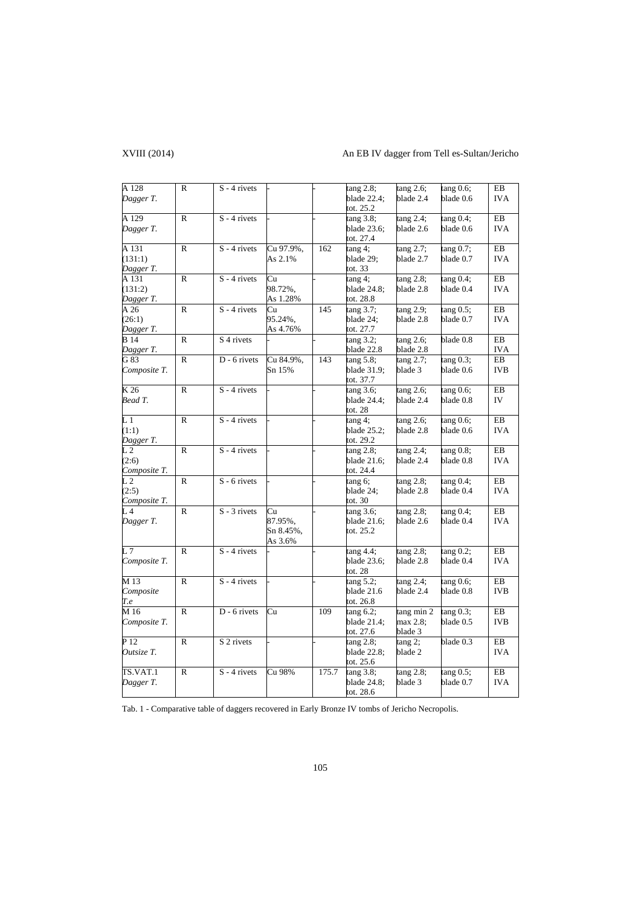| | | | | | | | | |
|---|---|---|---|---|---|---|---|---|
| A 128 *Dagger T.* | R | S - 4 rivets | - | - | tang 2.8; blade 22.4; tot. 25.2 | tang 2.6; blade 2.4 | tang 0.6; blade 0.6 | EB IVA |
| A 129 *Dagger T.* | R | S - 4 rivets | - | - | tang 3.8; blade 23.6; tot. 27.4 | tang 2.4; blade 2.6 | tang 0.4; blade 0.6 | EB IVA |
| A 131 (131:1) *Dagger T.* | R | S - 4 rivets | Cu 97.9%, As 2.1% | 162 | tang 4; blade 29; tot. 33 | tang 2.7; blade 2.7 | tang 0.7; blade 0.7 | EB IVA |
| A 131 (131:2) *Dagger T.* | R | S - 4 rivets | Cu 98.72%, As 1.28% | - | tang 4; blade 24.8; tot. 28.8 | tang 2.8; blade 2.8 | tang 0.4; blade 0.4 | EB IVA |
| A 26 (26:1) *Dagger T.* | R | S - 4 rivets | Cu 95.24%, As 4.76% | 145 | tang 3.7; blade 24; tot. 27.7 | tang 2.9; blade 2.8 | tang 0.5; blade 0.7 | EB IVA |
| B 14 *Dagger T.* | R | S 4 rivets | - | - | tang 3.2; blade 22.8 | tang 2.6; blade 2.8 | blade 0.8 | EB IVA |
| G 83 *Composite T.* | R | D - 6 rivets | Cu 84.9%, Sn 15% | 143 | tang 5.8; blade 31.9; tot. 37.7 | tang 2.7; blade 3 | tang 0.3; blade 0.6 | EB IVB |
| K 26 *Bead T.* | R | S - 4 rivets | - | - | tang 3.6; blade 24.4; tot. 28 | tang 2.6; blade 2.4 | tang 0.6; blade 0.8 | EB IV |
| L 1 (1:1) *Dagger T.* | R | S - 4 rivets | - | - | tang 4; blade 25.2; tot. 29.2 | tang 2.6; blade 2.8 | tang 0.6; blade 0.6 | EB IVA |
| L 2 (2:6) *Composite T.* | R | S - 4 rivets | - | - | tang 2.8; blade 21.6; tot. 24.4 | tang 2.4; blade 2.4 | tang 0.8; blade 0.8 | EB IVA |
| L 2 (2:5) *Composite T.* | R | S - 6 rivets | - | - | tang 6; blade 24; tot. 30 | tang 2.8; blade 2.8 | tang 0.4; blade 0.4 | EB IVA |
| L 4 *Dagger T.* | R | S - 3 rivets | Cu 87.95%, Sn 8.45%, As 3.6% | - | tang 3.6; blade 21.6; tot. 25.2 | tang 2.8; blade 2.6 | tang 0.4; blade 0.4 | EB IVA |
| L 7 *Composite T.* | R | S - 4 rivets | - | - | tang 4.4; blade 23.6; tot. 28 | tang 2.8; blade 2.8 | tang 0.2; blade 0.4 | EB IVA |
| M 13 *Composite T.e* | R | S - 4 rivets | - | - | tang 5.2; blade 21.6 tot. 26.8 | tang 2.4; blade 2.4 | tang 0.6; blade 0.8 | EB IVB |
| M 16 *Composite T.* | R | D - 6 rivets | Cu | 109 | tang 6.2; blade 21.4; tot. 27.6 | tang min 2 max 2.8; blade 3 | tang 0.3; blade 0.5 | EB IVB |
| P 12 *Outsize T.* | R | S 2 rivets | - | - | tang 2.8; blade 22.8; tot. 25.6 | tang 2; blade 2 | blade 0.3 | EB IVA |
| TS.VAT.1 *Dagger T.* | R | S - 4 rivets | Cu 98% | 175.7 | tang 3.8; blade 24.8; tot. 28.6 | tang 2.8; blade 3 | tang 0.5; blade 0.7 | EB IVA |

Tab. 1 - Comparative table of daggers recovered in Early Bronze IV tombs of Jericho Necropolis.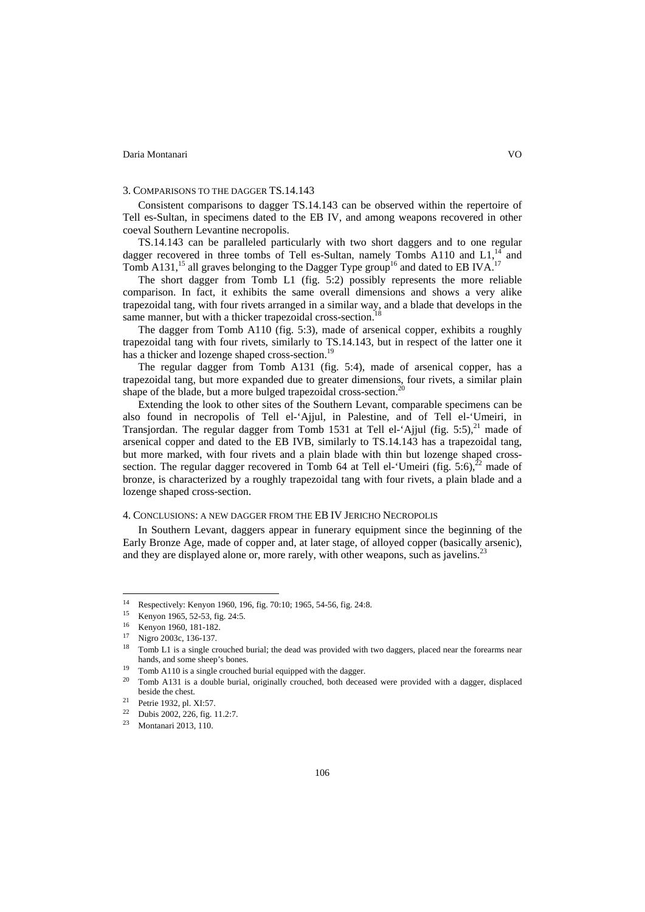## 3. Comparisons to the dagger TS.14.143

Consistent comparisons to dagger TS.14.143 can be observed within the repertoire of Tell es-Sultan, in specimens dated to the EB IV, and among weapons recovered in other coeval Southern Levantine necropolis.

TS.14.143 can be paralleled particularly with two short daggers and to one regular dagger recovered in three tombs of Tell es-Sultan, namely Tombs A110 and L1,[14] and Tomb A131,[15] all graves belonging to the Dagger Type group[16] and dated to EB IVA.[17]

The short dagger from Tomb L1 (fig. 5:2) possibly represents the more reliable comparison. In fact, it exhibits the same overall dimensions and shows a very alike trapezoidal tang, with four rivets arranged in a similar way, and a blade that develops in the same manner, but with a thicker trapezoidal cross-section.[18]

The dagger from Tomb A110 (fig. 5:3), made of arsenical copper, exhibits a roughly trapezoidal tang with four rivets, similarly to TS.14.143, but in respect of the latter one it has a thicker and lozenge shaped cross-section.[19]

The regular dagger from Tomb A131 (fig. 5:4), made of arsenical copper, has a trapezoidal tang, but more expanded due to greater dimensions, four rivets, a similar plain shape of the blade, but a more bulged trapezoidal cross-section.[20]

Extending the look to other sites of the Southern Levant, comparable specimens can be also found in necropolis of Tell el-'Ajjul, in Palestine, and of Tell el-'Umeiri, in Transjordan. The regular dagger from Tomb 1531 at Tell el-'Ajjul (fig. 5:5),[21] made of arsenical copper and dated to the EB IVB, similarly to TS.14.143 has a trapezoidal tang, but more marked, with four rivets and a plain blade with thin but lozenge shaped cross-section. The regular dagger recovered in Tomb 64 at Tell el-'Umeiri (fig. 5:6),[22] made of bronze, is characterized by a roughly trapezoidal tang with four rivets, a plain blade and a lozenge shaped cross-section.

## 4. Conclusions: a new dagger from the EB IV Jericho Necropolis

In Southern Levant, daggers appear in funerary equipment since the beginning of the Early Bronze Age, made of copper and, at later stage, of alloyed copper (basically arsenic), and they are displayed alone or, more rarely, with other weapons, such as javelins.[23]

---

[14] Respectively: Kenyon 1960, 196, fig. 70:10; 1965, 54-56, fig. 24:8.

[15] Kenyon 1965, 52-53, fig. 24:5.

[16] Kenyon 1960, 181-182.

[17] Nigro 2003c, 136-137.

[18] Tomb L1 is a single crouched burial; the dead was provided with two daggers, placed near the forearms near hands, and some sheep's bones.

[19] Tomb A110 is a single crouched burial equipped with the dagger.

[20] Tomb A131 is a double burial, originally crouched, both deceased were provided with a dagger, displaced beside the chest.

[21] Petrie 1932, pl. XI:57.

[22] Dubis 2002, 226, fig. 11.2:7.

[23] Montanari 2013, 110.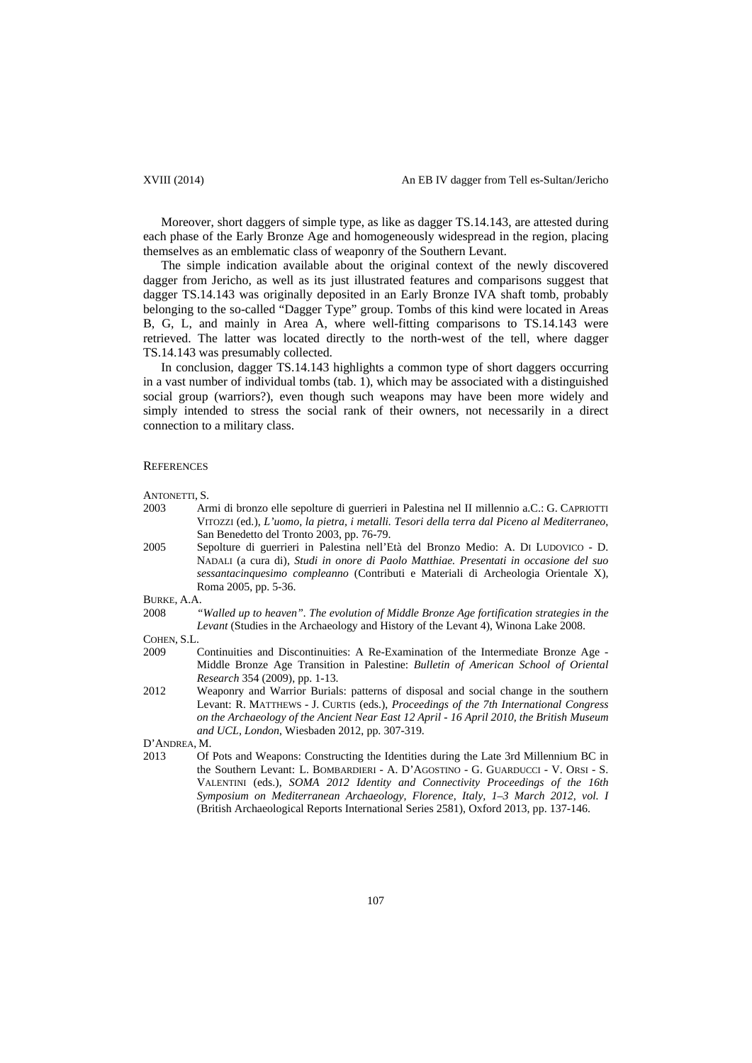Moreover, short daggers of simple type, as like as dagger TS.14.143, are attested during each phase of the Early Bronze Age and homogeneously widespread in the region, placing themselves as an emblematic class of weaponry of the Southern Levant.

The simple indication available about the original context of the newly discovered dagger from Jericho, as well as its just illustrated features and comparisons suggest that dagger TS.14.143 was originally deposited in an Early Bronze IVA shaft tomb, probably belonging to the so-called "Dagger Type" group. Tombs of this kind were located in Areas B, G, L, and mainly in Area A, where well-fitting comparisons to TS.14.143 were retrieved. The latter was located directly to the north-west of the tell, where dagger TS.14.143 was presumably collected.

In conclusion, dagger TS.14.143 highlights a common type of short daggers occurring in a vast number of individual tombs (tab. 1), which may be associated with a distinguished social group (warriors?), even though such weapons may have been more widely and simply intended to stress the social rank of their owners, not necessarily in a direct connection to a military class.

## References

ANTONETTI, S.

2003 Armi di bronzo elle sepolture di guerrieri in Palestina nel II millennio a.C.: G. CAPRIOTTI VITOZZI (ed.), *L'uomo, la pietra, i metalli. Tesori della terra dal Piceno al Mediterraneo*, San Benedetto del Tronto 2003, pp. 76-79.

2005 Sepolture di guerrieri in Palestina nell'Età del Bronzo Medio: A. DI LUDOVICO - D. NADALI (a cura di), *Studi in onore di Paolo Matthiae. Presentati in occasione del suo sessantacinquesimo compleanno* (Contributi e Materiali di Archeologia Orientale X), Roma 2005, pp. 5-36.

BURKE, A.A.

2008 *"Walled up to heaven". The evolution of Middle Bronze Age fortification strategies in the Levant* (Studies in the Archaeology and History of the Levant 4), Winona Lake 2008.

COHEN, S.L.

2009 Continuities and Discontinuities: A Re-Examination of the Intermediate Bronze Age - Middle Bronze Age Transition in Palestine: *Bulletin of American School of Oriental Research* 354 (2009), pp. 1-13.

2012 Weaponry and Warrior Burials: patterns of disposal and social change in the southern Levant: R. MATTHEWS - J. CURTIS (eds.), *Proceedings of the 7th International Congress on the Archaeology of the Ancient Near East 12 April - 16 April 2010, the British Museum and UCL, London*, Wiesbaden 2012, pp. 307-319.

D'ANDREA, M.

2013 Of Pots and Weapons: Constructing the Identities during the Late 3rd Millennium BC in the Southern Levant: L. BOMBARDIERI - A. D'AGOSTINO - G. GUARDUCCI - V. ORSI - S. VALENTINI (eds.), *SOMA 2012 Identity and Connectivity Proceedings of the 16th Symposium on Mediterranean Archaeology, Florence, Italy, 1–3 March 2012, vol. I* (British Archaeological Reports International Series 2581), Oxford 2013, pp. 137-146.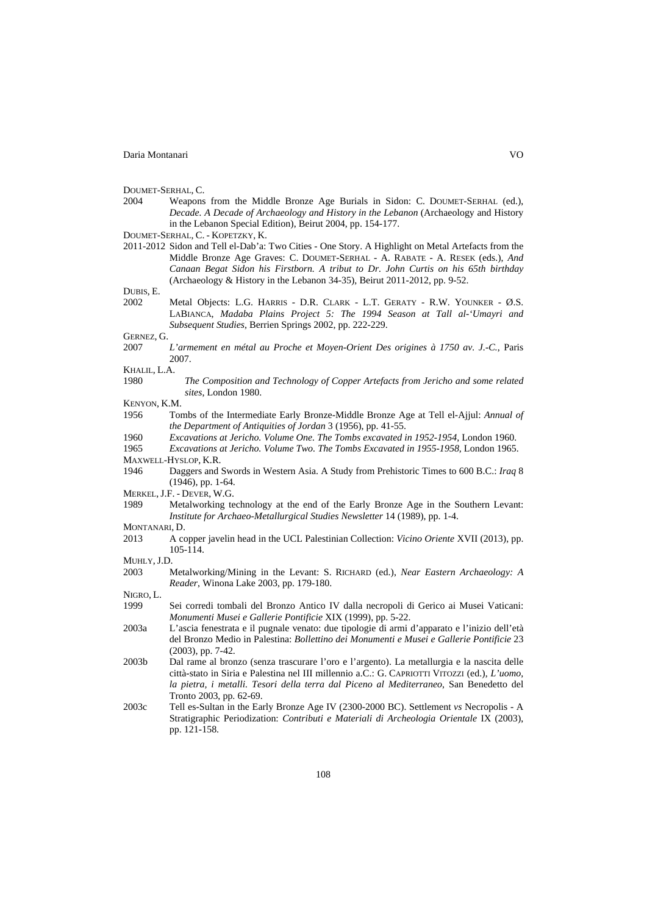DOUMET-SERHAL, C.

2004 Weapons from the Middle Bronze Age Burials in Sidon: C. DOUMET-SERHAL (ed.), *Decade. A Decade of Archaeology and History in the Lebanon* (Archaeology and History in the Lebanon Special Edition), Beirut 2004, pp. 154-177.

DOUMET-SERHAL, C. - KOPETZKY, K.

2011-2012 Sidon and Tell el-Dab'a: Two Cities - One Story. A Highlight on Metal Artefacts from the Middle Bronze Age Graves: C. DOUMET-SERHAL - A. RABATE - A. RESEK (eds.), *And Canaan Begat Sidon his Firstborn. A tribut to Dr. John Curtis on his 65th birthday* (Archaeology & History in the Lebanon 34-35), Beirut 2011-2012, pp. 9-52.

DUBIS, E.

2002 Metal Objects: L.G. HARRIS - D.R. CLARK - L.T. GERATY - R.W. YOUNKER - Ø.S. LABIANCA, *Madaba Plains Project 5: The 1994 Season at Tall al-'Umayri and Subsequent Studies*, Berrien Springs 2002, pp. 222-229.

GERNEZ, G.

2007 *L'armement en métal au Proche et Moyen-Orient Des origines à 1750 av. J.-C.*, Paris 2007.

KHALIL, L.A.

1980 *The Composition and Technology of Copper Artefacts from Jericho and some related sites*, London 1980.

KENYON, K.M.

1956 Tombs of the Intermediate Early Bronze-Middle Bronze Age at Tell el-Ajjul: *Annual of the Department of Antiquities of Jordan* 3 (1956), pp. 41-55.

1960 *Excavations at Jericho. Volume One. The Tombs excavated in 1952-1954*, London 1960.

1965 *Excavations at Jericho. Volume Two. The Tombs Excavated in 1955-1958*, London 1965.

MAXWELL-HYSLOP, K.R.

1946 Daggers and Swords in Western Asia. A Study from Prehistoric Times to 600 B.C.: *Iraq* 8 (1946), pp. 1-64.

MERKEL, J.F. - DEVER, W.G.

1989 Metalworking technology at the end of the Early Bronze Age in the Southern Levant: *Institute for Archaeo-Metallurgical Studies Newsletter* 14 (1989), pp. 1-4.

MONTANARI, D.

2013 A copper javelin head in the UCL Palestinian Collection: *Vicino Oriente* XVII (2013), pp. 105-114.

MUHLY, J.D.

2003 Metalworking/Mining in the Levant: S. RICHARD (ed.), *Near Eastern Archaeology: A Reader*, Winona Lake 2003, pp. 179-180.

NIGRO, L.

1999 Sei corredi tombali del Bronzo Antico IV dalla necropoli di Gerico ai Musei Vaticani: *Monumenti Musei e Gallerie Pontificie* XIX (1999), pp. 5-22.

2003a L'ascia fenestrata e il pugnale venato: due tipologie di armi d'apparato e l'inizio dell'età del Bronzo Medio in Palestina: *Bollettino dei Monumenti e Musei e Gallerie Pontificie* 23 (2003), pp. 7-42.

2003b Dal rame al bronzo (senza trascurare l'oro e l'argento). La metallurgia e la nascita delle città-stato in Siria e Palestina nel III millennio a.C.: G. CAPRIOTTI VITOZZI (ed.), *L'uomo, la pietra, i metalli. Tesori della terra dal Piceno al Mediterraneo*, San Benedetto del Tronto 2003, pp. 62-69.

2003c Tell es-Sultan in the Early Bronze Age IV (2300-2000 BC). Settlement *vs* Necropolis - A Stratigraphic Periodization: *Contributi e Materiali di Archeologia Orientale* IX (2003), pp. 121-158.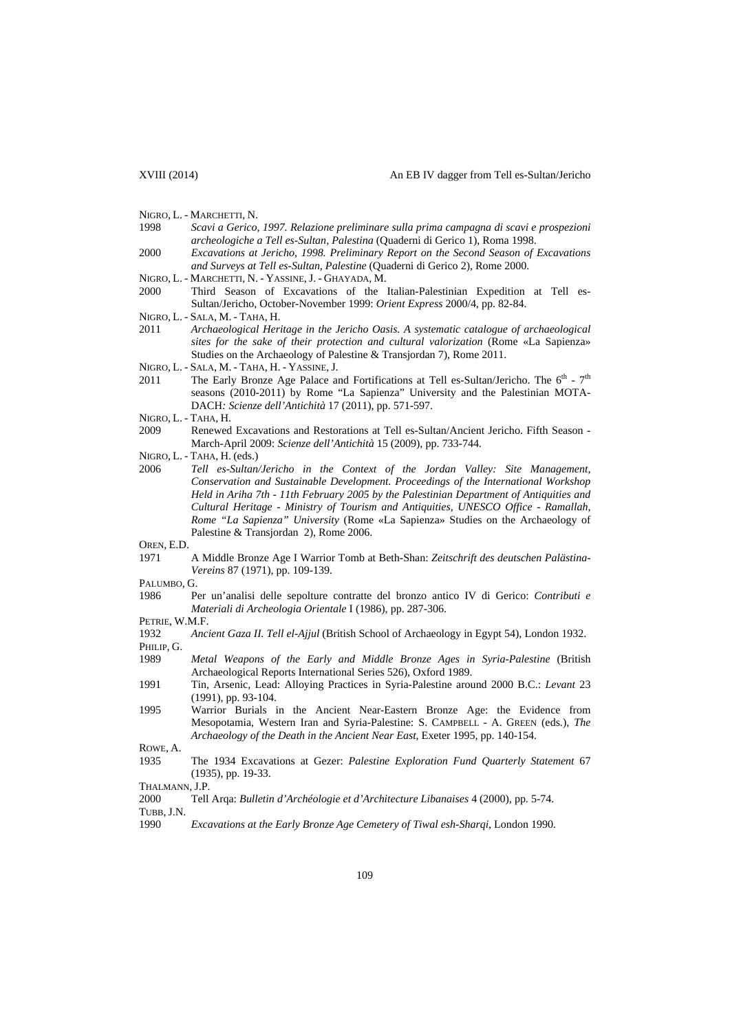NIGRO, L. - MARCHETTI, N.

1998 *Scavi a Gerico, 1997. Relazione preliminare sulla prima campagna di scavi e prospezioni archeologiche a Tell es-Sultan, Palestina* (Quaderni di Gerico 1), Roma 1998.

2000 *Excavations at Jericho, 1998. Preliminary Report on the Second Season of Excavations and Surveys at Tell es-Sultan, Palestine* (Quaderni di Gerico 2), Rome 2000.

NIGRO, L. - MARCHETTI, N. - YASSINE, J. - GHAYADA, M.

2000 Third Season of Excavations of the Italian-Palestinian Expedition at Tell es-Sultan/Jericho, October-November 1999: *Orient Express* 2000/4, pp. 82-84.

NIGRO, L. - SALA, M. - TAHA, H.

2011 *Archaeological Heritage in the Jericho Oasis. A systematic catalogue of archaeological sites for the sake of their protection and cultural valorization* (Rome «La Sapienza» Studies on the Archaeology of Palestine & Transjordan 7), Rome 2011.

NIGRO, L. - SALA, M. - TAHA, H. - YASSINE, J.

2011 The Early Bronze Age Palace and Fortifications at Tell es-Sultan/Jericho. The 6th - 7th seasons (2010-2011) by Rome "La Sapienza" University and the Palestinian MOTA-DACH: *Scienze dell'Antichità* 17 (2011), pp. 571-597.

NIGRO, L. - TAHA, H.

2009 Renewed Excavations and Restorations at Tell es-Sultan/Ancient Jericho. Fifth Season - March-April 2009: *Scienze dell'Antichità* 15 (2009), pp. 733-744.

NIGRO, L. - TAHA, H. (eds.)

2006 *Tell es-Sultan/Jericho in the Context of the Jordan Valley: Site Management, Conservation and Sustainable Development. Proceedings of the International Workshop Held in Ariha 7th - 11th February 2005 by the Palestinian Department of Antiquities and Cultural Heritage - Ministry of Tourism and Antiquities, UNESCO Office - Ramallah, Rome "La Sapienza" University* (Rome «La Sapienza» Studies on the Archaeology of Palestine & Transjordan 2), Rome 2006.

OREN, E.D.

1971 A Middle Bronze Age I Warrior Tomb at Beth-Shan: *Zeitschrift des deutschen Palästina-Vereins* 87 (1971), pp. 109-139.

PALUMBO, G.

1986 Per un'analisi delle sepolture contratte del bronzo antico IV di Gerico: *Contributi e Materiali di Archeologia Orientale* I (1986), pp. 287-306.

PETRIE, W.M.F.

1932 *Ancient Gaza II. Tell el-Ajjul* (British School of Archaeology in Egypt 54), London 1932.

PHILIP, G.

1989 *Metal Weapons of the Early and Middle Bronze Ages in Syria-Palestine* (British Archaeological Reports International Series 526), Oxford 1989.

1991 Tin, Arsenic, Lead: Alloying Practices in Syria-Palestine around 2000 B.C.: *Levant* 23 (1991), pp. 93-104.

1995 Warrior Burials in the Ancient Near-Eastern Bronze Age: the Evidence from Mesopotamia, Western Iran and Syria-Palestine: S. CAMPBELL - A. GREEN (eds.), *The Archaeology of the Death in the Ancient Near East*, Exeter 1995, pp. 140-154.

ROWE, A.

1935 The 1934 Excavations at Gezer: *Palestine Exploration Fund Quarterly Statement* 67 (1935), pp. 19-33.

THALMANN, J.P.

2000 Tell Arqa: *Bulletin d'Archéologie et d'Architecture Libanaises* 4 (2000), pp. 5-74.

TUBB, J.N.

1990 *Excavations at the Early Bronze Age Cemetery of Tiwal esh-Sharqi*, London 1990.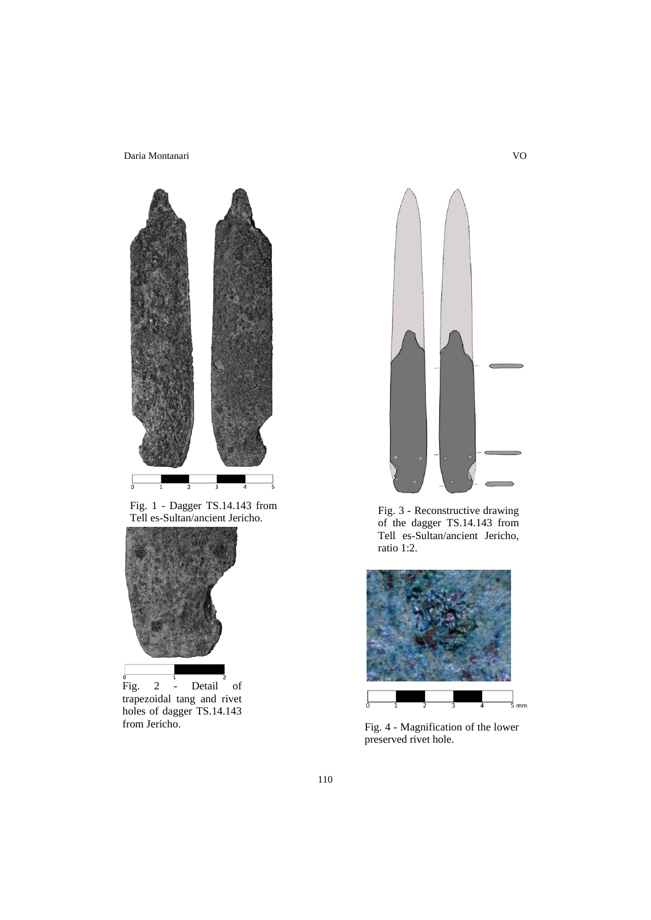Fig. 1 - Dagger TS.14.143 from Tell es-Sultan/ancient Jericho.

Fig. 2 - Detail of trapezoidal tang and rivet holes of dagger TS.14.143 from Jericho.

Fig. 3 - Reconstructive drawing of the dagger TS.14.143 from Tell es-Sultan/ancient Jericho, ratio 1:2.

Fig. 4 - Magnification of the lower preserved rivet hole.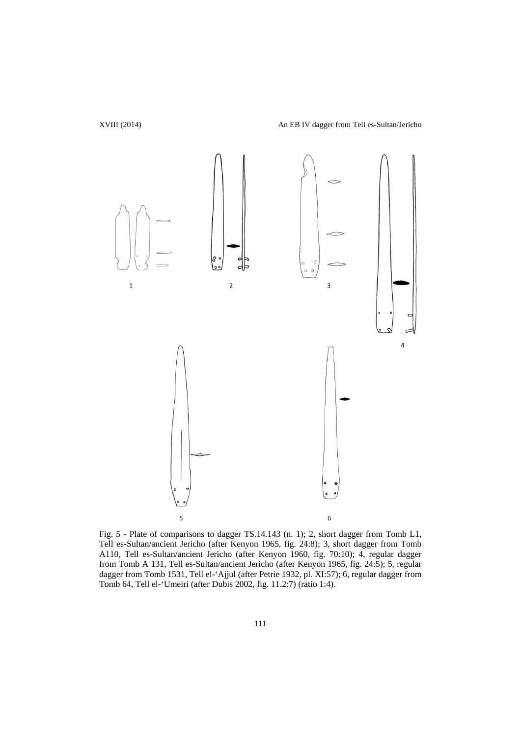1

2

3

4

5

6

Fig. 5 - Plate of comparisons to dagger TS.14.143 (n. 1); 2, short dagger from Tomb L1, Tell es-Sultan/ancient Jericho (after Kenyon 1965, fig. 24:8); 3, short dagger from Tomb A110, Tell es-Sultan/ancient Jericho (after Kenyon 1960, fig. 70:10); 4, regular dagger from Tomb A 131, Tell es-Sultan/ancient Jericho (after Kenyon 1965, fig. 24:5); 5, regular dagger from Tomb 1531, Tell el-'Ajjul (after Petrie 1932, pl. XI:57); 6, regular dagger from Tomb 64, Tell el-'Umeiri (after Dubis 2002, fig. 11.2:7) (ratio 1:4).